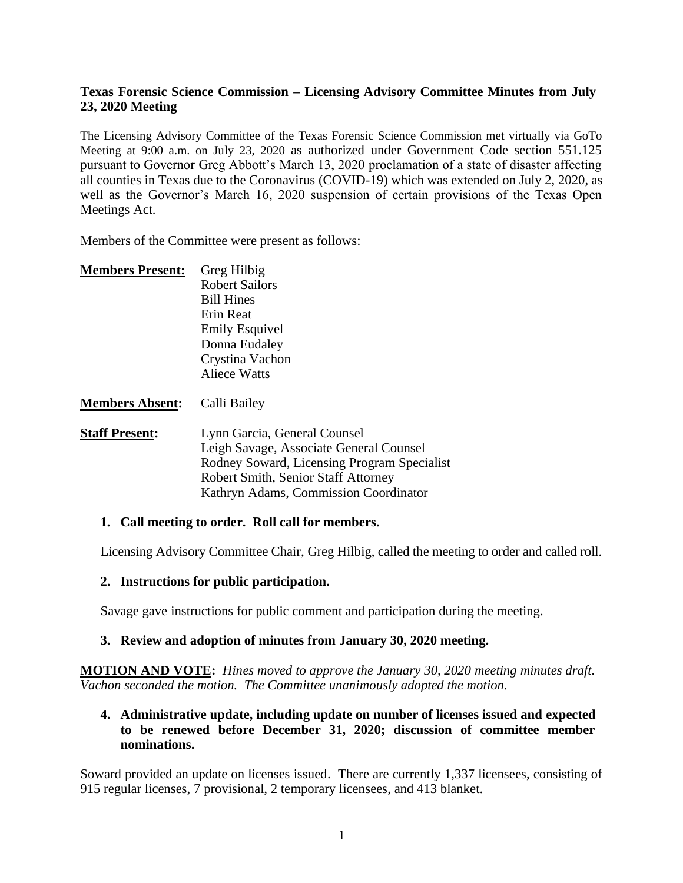**Texas Forensic Science Commission – Licensing Advisory Committee Minutes from July 23, 2020 Meeting**

The Licensing Advisory Committee of the Texas Forensic Science Commission met virtually via GoTo Meeting at 9:00 a.m. on July 23, 2020 as authorized under Government Code section 551.125 pursuant to Governor Greg Abbott's March 13, 2020 proclamation of a state of disaster affecting all counties in Texas due to the Coronavirus (COVID-19) which was extended on July 2, 2020, as well as the Governor's March 16, 2020 suspension of certain provisions of the Texas Open Meetings Act.

Members of the Committee were present as follows:

**Members Present:** Greg Hilbig
Robert Sailors
Bill Hines
Erin Reat
Emily Esquivel
Donna Eudaley
Crystina Vachon
Aliece Watts

**Members Absent:** Calli Bailey

**Staff Present:** Lynn Garcia, General Counsel
Leigh Savage, Associate General Counsel
Rodney Soward, Licensing Program Specialist
Robert Smith, Senior Staff Attorney
Kathryn Adams, Commission Coordinator

1. **Call meeting to order. Roll call for members.**

Licensing Advisory Committee Chair, Greg Hilbig, called the meeting to order and called roll.

2. **Instructions for public participation.**

Savage gave instructions for public comment and participation during the meeting.

3. **Review and adoption of minutes from January 30, 2020 meeting.**

**MOTION AND VOTE:** *Hines moved to approve the January 30, 2020 meeting minutes draft. Vachon seconded the motion. The Committee unanimously adopted the motion.*

4. **Administrative update, including update on number of licenses issued and expected to be renewed before December 31, 2020; discussion of committee member nominations.**

Soward provided an update on licenses issued. There are currently 1,337 licensees, consisting of 915 regular licenses, 7 provisional, 2 temporary licensees, and 413 blanket.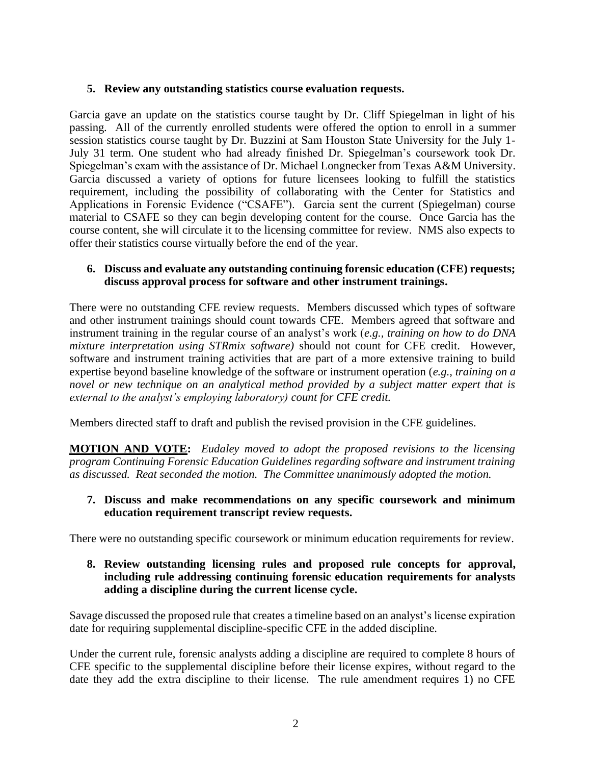**5. Review any outstanding statistics course evaluation requests.**

Garcia gave an update on the statistics course taught by Dr. Cliff Spiegelman in light of his passing. All of the currently enrolled students were offered the option to enroll in a summer session statistics course taught by Dr. Buzzini at Sam Houston State University for the July 1-July 31 term. One student who had already finished Dr. Spiegelman's coursework took Dr. Spiegelman's exam with the assistance of Dr. Michael Longnecker from Texas A&M University. Garcia discussed a variety of options for future licensees looking to fulfill the statistics requirement, including the possibility of collaborating with the Center for Statistics and Applications in Forensic Evidence ("CSAFE"). Garcia sent the current (Spiegelman) course material to CSAFE so they can begin developing content for the course. Once Garcia has the course content, she will circulate it to the licensing committee for review. NMS also expects to offer their statistics course virtually before the end of the year.

**6. Discuss and evaluate any outstanding continuing forensic education (CFE) requests; discuss approval process for software and other instrument trainings.**

There were no outstanding CFE review requests. Members discussed which types of software and other instrument trainings should count towards CFE. Members agreed that software and instrument training in the regular course of an analyst's work (*e.g., training on how to do DNA mixture interpretation using STRmix software)* should not count for CFE credit. However, software and instrument training activities that are part of a more extensive training to build expertise beyond baseline knowledge of the software or instrument operation (*e.g., training on a novel or new technique on an analytical method provided by a subject matter expert that is external to the analyst's employing laboratory) count for CFE credit.*

Members directed staff to draft and publish the revised provision in the CFE guidelines.

**MOTION AND VOTE:** *Eudaley moved to adopt the proposed revisions to the licensing program Continuing Forensic Education Guidelines regarding software and instrument training as discussed. Reat seconded the motion. The Committee unanimously adopted the motion.*

**7. Discuss and make recommendations on any specific coursework and minimum education requirement transcript review requests.**

There were no outstanding specific coursework or minimum education requirements for review.

**8. Review outstanding licensing rules and proposed rule concepts for approval, including rule addressing continuing forensic education requirements for analysts adding a discipline during the current license cycle.**

Savage discussed the proposed rule that creates a timeline based on an analyst's license expiration date for requiring supplemental discipline-specific CFE in the added discipline.

Under the current rule, forensic analysts adding a discipline are required to complete 8 hours of CFE specific to the supplemental discipline before their license expires, without regard to the date they add the extra discipline to their license. The rule amendment requires 1) no CFE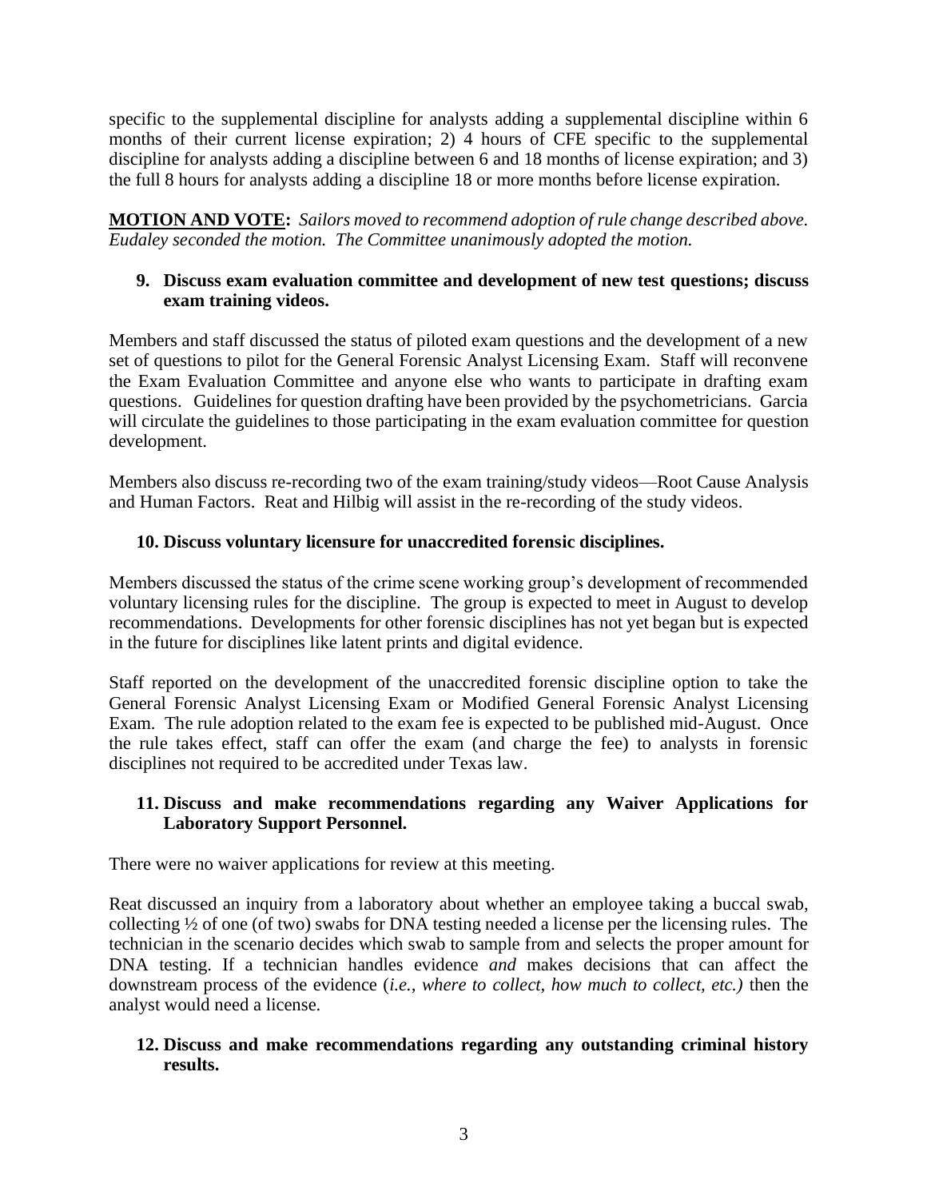specific to the supplemental discipline for analysts adding a supplemental discipline within 6 months of their current license expiration; 2) 4 hours of CFE specific to the supplemental discipline for analysts adding a discipline between 6 and 18 months of license expiration; and 3) the full 8 hours for analysts adding a discipline 18 or more months before license expiration.

**MOTION AND VOTE:** *Sailors moved to recommend adoption of rule change described above. Eudaley seconded the motion. The Committee unanimously adopted the motion.*

### 9. Discuss exam evaluation committee and development of new test questions; discuss exam training videos.

Members and staff discussed the status of piloted exam questions and the development of a new set of questions to pilot for the General Forensic Analyst Licensing Exam. Staff will reconvene the Exam Evaluation Committee and anyone else who wants to participate in drafting exam questions. Guidelines for question drafting have been provided by the psychometricians. Garcia will circulate the guidelines to those participating in the exam evaluation committee for question development.

Members also discuss re-recording two of the exam training/study videos—Root Cause Analysis and Human Factors. Reat and Hilbig will assist in the re-recording of the study videos.

### 10. Discuss voluntary licensure for unaccredited forensic disciplines.

Members discussed the status of the crime scene working group's development of recommended voluntary licensing rules for the discipline. The group is expected to meet in August to develop recommendations. Developments for other forensic disciplines has not yet began but is expected in the future for disciplines like latent prints and digital evidence.

Staff reported on the development of the unaccredited forensic discipline option to take the General Forensic Analyst Licensing Exam or Modified General Forensic Analyst Licensing Exam. The rule adoption related to the exam fee is expected to be published mid-August. Once the rule takes effect, staff can offer the exam (and charge the fee) to analysts in forensic disciplines not required to be accredited under Texas law.

### 11. Discuss and make recommendations regarding any Waiver Applications for Laboratory Support Personnel.

There were no waiver applications for review at this meeting.

Reat discussed an inquiry from a laboratory about whether an employee taking a buccal swab, collecting ½ of one (of two) swabs for DNA testing needed a license per the licensing rules. The technician in the scenario decides which swab to sample from and selects the proper amount for DNA testing. If a technician handles evidence *and* makes decisions that can affect the downstream process of the evidence (*i.e., where to collect, how much to collect, etc.)* then the analyst would need a license.

### 12. Discuss and make recommendations regarding any outstanding criminal history results.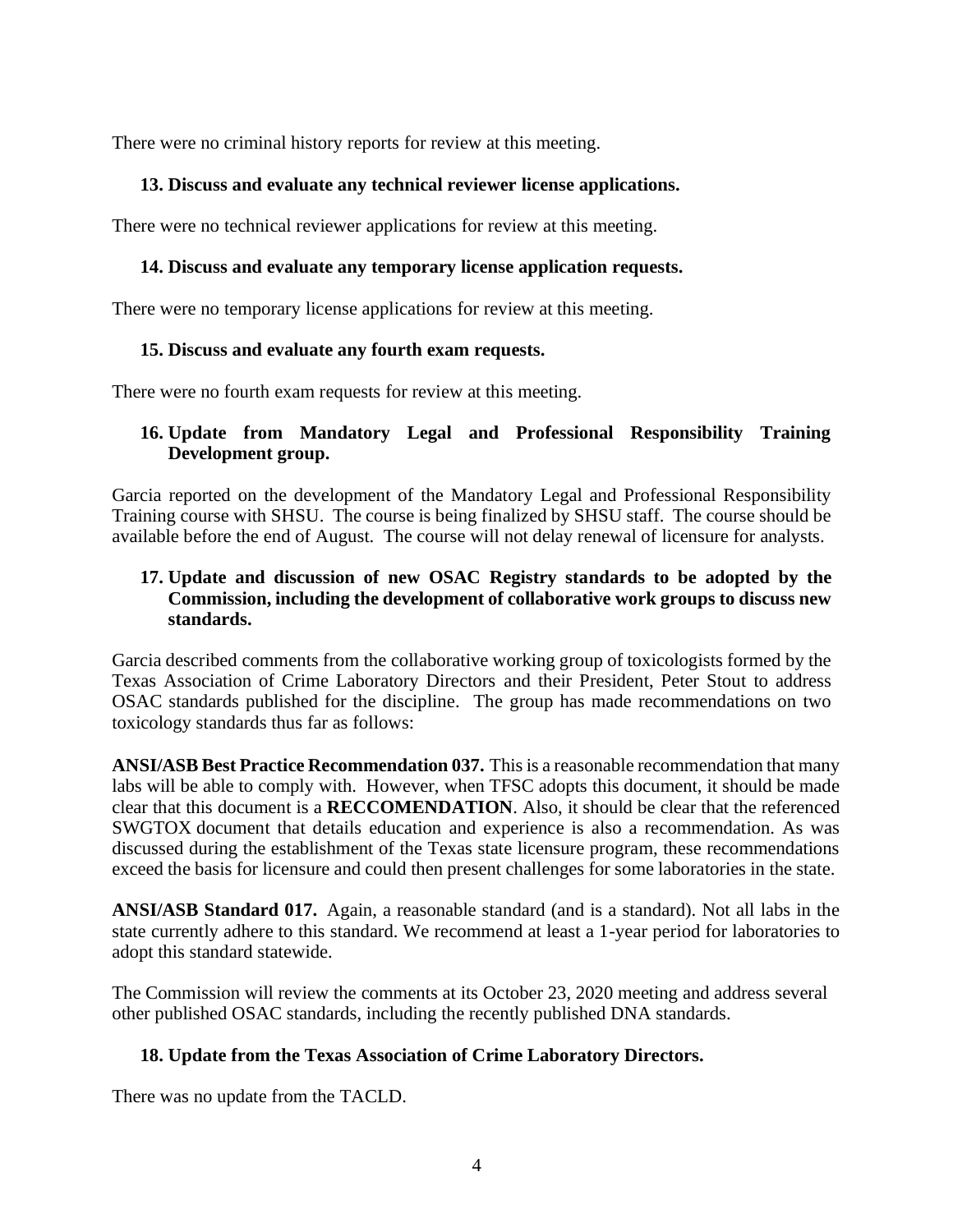There were no criminal history reports for review at this meeting.

### 13. Discuss and evaluate any technical reviewer license applications.

There were no technical reviewer applications for review at this meeting.

### 14. Discuss and evaluate any temporary license application requests.

There were no temporary license applications for review at this meeting.

### 15. Discuss and evaluate any fourth exam requests.

There were no fourth exam requests for review at this meeting.

### 16. Update from Mandatory Legal and Professional Responsibility Training Development group.

Garcia reported on the development of the Mandatory Legal and Professional Responsibility Training course with SHSU. The course is being finalized by SHSU staff. The course should be available before the end of August. The course will not delay renewal of licensure for analysts.

### 17. Update and discussion of new OSAC Registry standards to be adopted by the Commission, including the development of collaborative work groups to discuss new standards.

Garcia described comments from the collaborative working group of toxicologists formed by the Texas Association of Crime Laboratory Directors and their President, Peter Stout to address OSAC standards published for the discipline. The group has made recommendations on two toxicology standards thus far as follows:

**ANSI/ASB Best Practice Recommendation 037.** This is a reasonable recommendation that many labs will be able to comply with. However, when TFSC adopts this document, it should be made clear that this document is a **RECCOMENDATION**. Also, it should be clear that the referenced SWGTOX document that details education and experience is also a recommendation. As was discussed during the establishment of the Texas state licensure program, these recommendations exceed the basis for licensure and could then present challenges for some laboratories in the state.

**ANSI/ASB Standard 017.** Again, a reasonable standard (and is a standard). Not all labs in the state currently adhere to this standard. We recommend at least a 1-year period for laboratories to adopt this standard statewide.

The Commission will review the comments at its October 23, 2020 meeting and address several other published OSAC standards, including the recently published DNA standards.

### 18. Update from the Texas Association of Crime Laboratory Directors.

There was no update from the TACLD.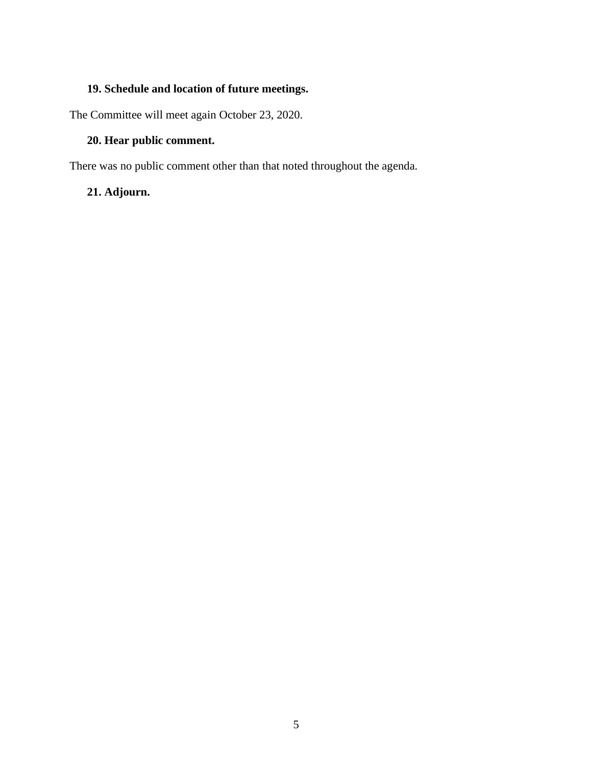**19. Schedule and location of future meetings.**

The Committee will meet again October 23, 2020.

**20. Hear public comment.**

There was no public comment other than that noted throughout the agenda.

**21. Adjourn.**